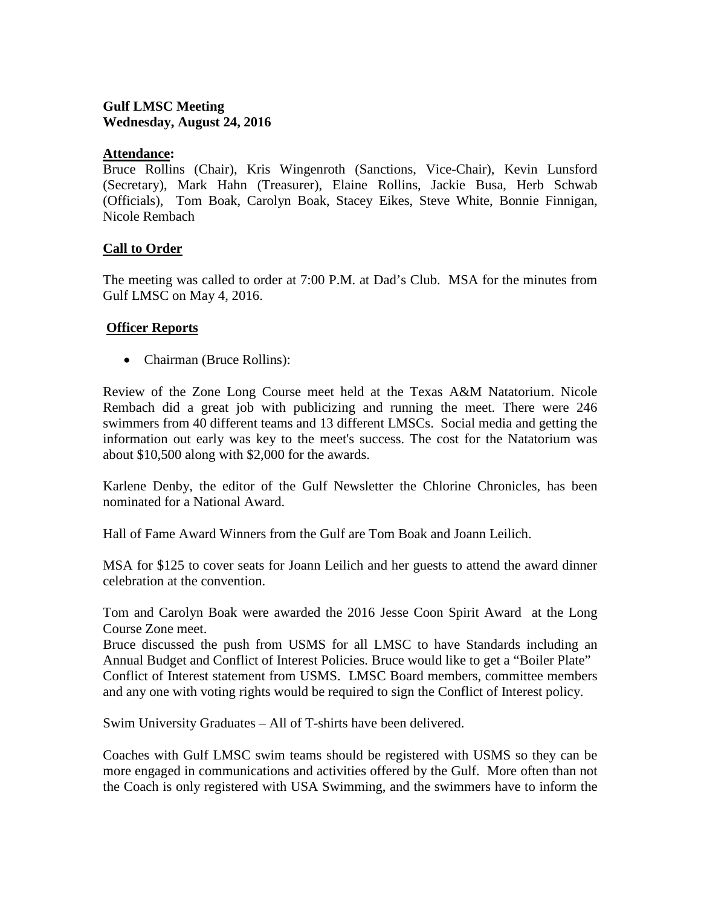**Gulf LMSC Meeting**
**Wednesday, August 24, 2016**

**Attendance:**
Bruce Rollins (Chair), Kris Wingenroth (Sanctions, Vice-Chair), Kevin Lunsford (Secretary), Mark Hahn (Treasurer), Elaine Rollins, Jackie Busa, Herb Schwab (Officials), Tom Boak, Carolyn Boak, Stacey Eikes, Steve White, Bonnie Finnigan, Nicole Rembach

**Call to Order**

The meeting was called to order at 7:00 P.M. at Dad's Club. MSA for the minutes from Gulf LMSC on May 4, 2016.

**Officer Reports**

- Chairman (Bruce Rollins):

Review of the Zone Long Course meet held at the Texas A&M Natatorium. Nicole Rembach did a great job with publicizing and running the meet. There were 246 swimmers from 40 different teams and 13 different LMSCs. Social media and getting the information out early was key to the meet's success. The cost for the Natatorium was about $10,500 along with $2,000 for the awards.

Karlene Denby, the editor of the Gulf Newsletter the Chlorine Chronicles, has been nominated for a National Award.

Hall of Fame Award Winners from the Gulf are Tom Boak and Joann Leilich.

MSA for $125 to cover seats for Joann Leilich and her guests to attend the award dinner celebration at the convention.

Tom and Carolyn Boak were awarded the 2016 Jesse Coon Spirit Award at the Long Course Zone meet.
Bruce discussed the push from USMS for all LMSC to have Standards including an Annual Budget and Conflict of Interest Policies. Bruce would like to get a "Boiler Plate" Conflict of Interest statement from USMS. LMSC Board members, committee members and any one with voting rights would be required to sign the Conflict of Interest policy.

Swim University Graduates – All of T-shirts have been delivered.

Coaches with Gulf LMSC swim teams should be registered with USMS so they can be more engaged in communications and activities offered by the Gulf. More often than not the Coach is only registered with USA Swimming, and the swimmers have to inform the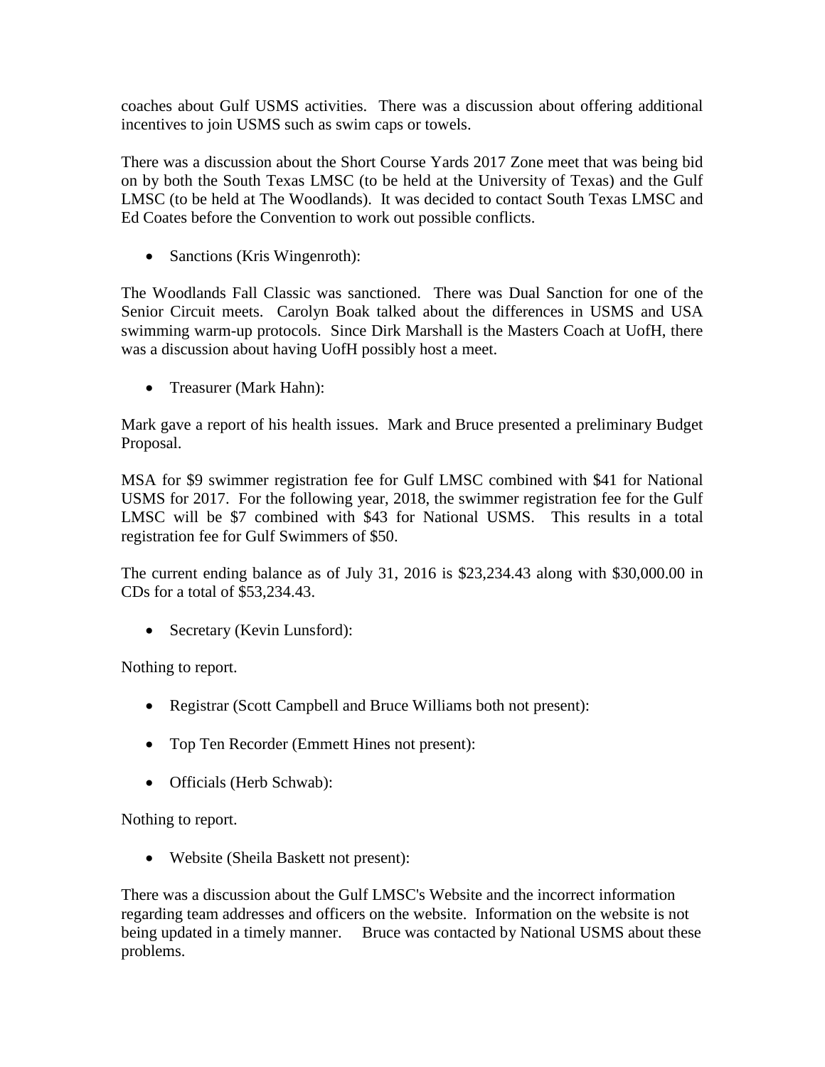coaches about Gulf USMS activities. There was a discussion about offering additional incentives to join USMS such as swim caps or towels.

There was a discussion about the Short Course Yards 2017 Zone meet that was being bid on by both the South Texas LMSC (to be held at the University of Texas) and the Gulf LMSC (to be held at The Woodlands). It was decided to contact South Texas LMSC and Ed Coates before the Convention to work out possible conflicts.

- Sanctions (Kris Wingenroth):

The Woodlands Fall Classic was sanctioned. There was Dual Sanction for one of the Senior Circuit meets. Carolyn Boak talked about the differences in USMS and USA swimming warm-up protocols. Since Dirk Marshall is the Masters Coach at UofH, there was a discussion about having UofH possibly host a meet.

- Treasurer (Mark Hahn):

Mark gave a report of his health issues. Mark and Bruce presented a preliminary Budget Proposal.

MSA for $9 swimmer registration fee for Gulf LMSC combined with $41 for National USMS for 2017. For the following year, 2018, the swimmer registration fee for the Gulf LMSC will be $7 combined with $43 for National USMS. This results in a total registration fee for Gulf Swimmers of $50.

The current ending balance as of July 31, 2016 is $23,234.43 along with $30,000.00 in CDs for a total of $53,234.43.

- Secretary (Kevin Lunsford):

Nothing to report.

- Registrar (Scott Campbell and Bruce Williams both not present):

- Top Ten Recorder (Emmett Hines not present):

- Officials (Herb Schwab):

Nothing to report.

- Website (Sheila Baskett not present):

There was a discussion about the Gulf LMSC's Website and the incorrect information regarding team addresses and officers on the website. Information on the website is not being updated in a timely manner. Bruce was contacted by National USMS about these problems.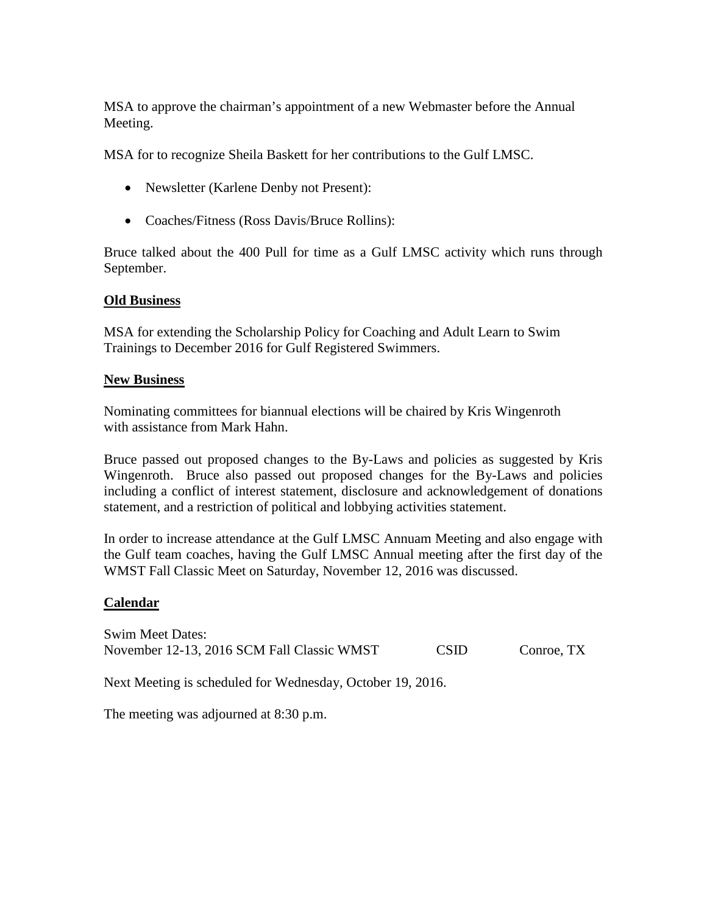MSA to approve the chairman's appointment of a new Webmaster before the Annual Meeting.

MSA for to recognize Sheila Baskett for her contributions to the Gulf LMSC.

- Newsletter (Karlene Denby not Present):

- Coaches/Fitness (Ross Davis/Bruce Rollins):

Bruce talked about the 400 Pull for time as a Gulf LMSC activity which runs through September.

**Old Business**

MSA for extending the Scholarship Policy for Coaching and Adult Learn to Swim Trainings to December 2016 for Gulf Registered Swimmers.

**New Business**

Nominating committees for biannual elections will be chaired by Kris Wingenroth with assistance from Mark Hahn.

Bruce passed out proposed changes to the By-Laws and policies as suggested by Kris Wingenroth. Bruce also passed out proposed changes for the By-Laws and policies including a conflict of interest statement, disclosure and acknowledgement of donations statement, and a restriction of political and lobbying activities statement.

In order to increase attendance at the Gulf LMSC Annuam Meeting and also engage with the Gulf team coaches, having the Gulf LMSC Annual meeting after the first day of the WMST Fall Classic Meet on Saturday, November 12, 2016 was discussed.

**Calendar**

Swim Meet Dates:

| | | |
|---|---|---|
| November 12-13, 2016 SCM Fall Classic WMST | CSID | Conroe, TX |

Next Meeting is scheduled for Wednesday, October 19, 2016.

The meeting was adjourned at 8:30 p.m.